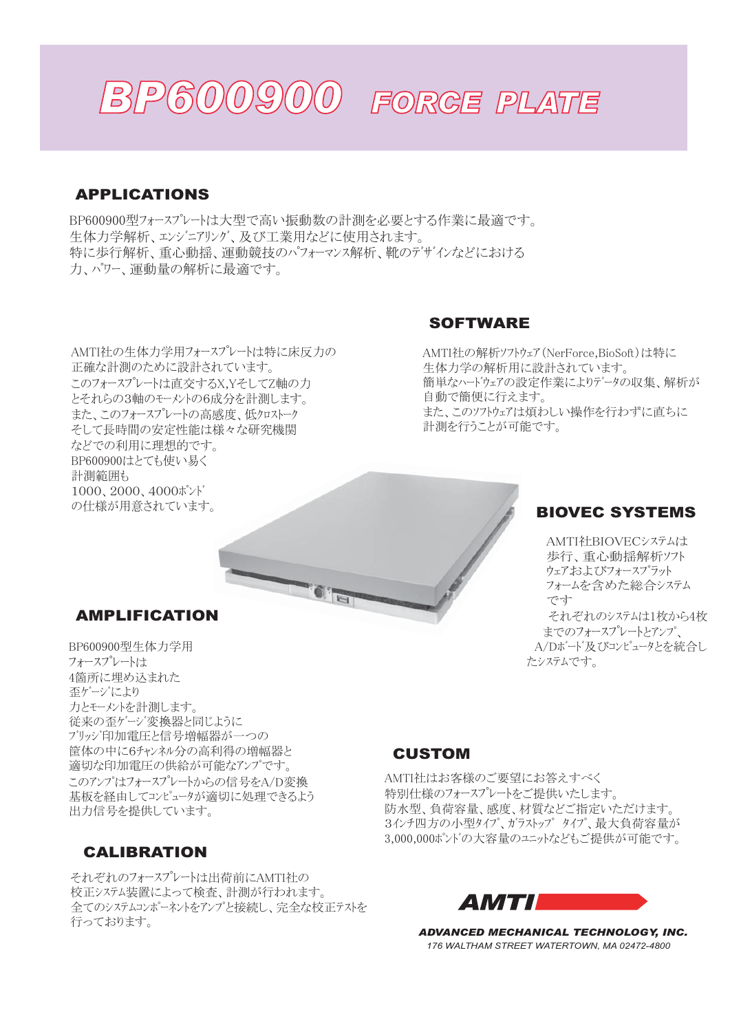# BP600900 FORCE PLATE

## APPLICATIONS

BP600900型ﾌｫｰｽﾌﾟﾚｰﾄは大型で高い振動数の計測を必要とする作業に最適です。
生体力学解析、ｴﾝｼﾞﾆｱﾘﾝｸﾞ、及び工業用などに使用されます。
特に歩行解析、重心動揺、運動競技のﾊﾟﾌｫｰﾏﾝｽ解析、靴のﾃﾞｻﾞｲﾝなどにおける
力、ﾊﾟﾜｰ、運動量の解析に最適です。

AMTI社の生体力学用ﾌｫｰｽﾌﾟﾚｰﾄは特に床反力の
正確な計測のために設計されています。
このﾌｫｰｽﾌﾟﾚｰﾄは直交するX,YそしてZ軸の力
とそれらの3軸のﾓｰﾒﾝﾄの6成分を計測します。
また、このﾌｫｰｽﾌﾟﾚｰﾄの高感度、低ｸﾛｽﾄｰｸ
そして長時間の安定性能は様々な研究機関
などでの利用に理想的です。
BP600900はとても使い易く
計測範囲も
1000、2000、4000ﾎﾟﾝﾄﾞ
の仕様が用意されています。

## SOFTWARE

AMTI社の解析ｿﾌﾄｳｪｱ（NerForce,BioSoft）は特に
生体力学の解析用に設計されています。
簡単なﾊｰﾄﾞｳｪｱの設定作業によりﾃﾞｰﾀの収集、解析が
自動で簡便に行えます。
また、このｿﾌﾄｳｪｱは煩わしい操作を行わずに直ちに
計測を行うことが可能です。

## BIOVEC SYSTEMS

AMTI社BIOVECｼｽﾃﾑは
歩行、重心動揺解析ｿﾌﾄ
ｳｪｱおよびﾌｫｰｽﾌﾟﾗｯﾄ
ﾌｫｰﾑを含めた総合ｼｽﾃﾑ
です
それぞれのｼｽﾃﾑは1枚から4枚
までのﾌｫｰｽﾌﾟﾚｰﾄとｱﾝﾌﾟ、
A/Dﾎﾞｰﾄﾞ及びｺﾝﾋﾟｭｰﾀとを統合し
たｼｽﾃﾑです。

## AMPLIFICATION

BP600900型生体力学用
ﾌｫｰｽﾌﾟﾚｰﾄは
4箇所に埋め込まれた
歪ｹﾞｰｼﾞにより
力とﾓｰﾒﾝﾄを計測します。
従来の歪ｹﾞｰｼﾞ変換器と同じように
ﾌﾞﾘｯｼﾞ印加電圧と信号増幅器が一つの
筐体の中に6ﾁｬﾝﾈﾙ分の高利得の増幅器と
適切な印加電圧の供給が可能なｱﾝﾌﾟです。
このｱﾝﾌﾟはﾌｫｰｽﾌﾟﾚｰﾄからの信号をA/D変換
基板を経由してｺﾝﾋﾟｭｰﾀが適切に処理できるよう
出力信号を提供しています。

## CALIBRATION

それぞれのﾌｫｰｽﾌﾟﾚｰﾄは出荷前にAMTI社の
校正ｼｽﾃﾑ装置によって検査、計測が行われます。
全てのｼｽﾃﾑｺﾝﾎﾟｰﾈﾝﾄをｱﾝﾌﾟと接続し、完全な校正ﾃｽﾄを
行っております。

## CUSTOM

AMTI社はお客様のご要望にお答えすべく
特別仕様のﾌｫｰｽﾌﾟﾚｰﾄをご提供いたします。
防水型、負荷容量、感度、材質などご指定いただけます。
3ｲﾝﾁ四方の小型ﾀｲﾌﾟ、ｶﾞﾗｽﾄｯﾌﾟ ﾀｲﾌﾟ、最大負荷容量が
3,000,000ﾎﾟﾝﾄﾞの大容量のﾕﾆｯﾄなどもご提供が可能です。

**AMTI**

***ADVANCED MECHANICAL TECHNOLOGY, INC.***
*176 WALTHAM STREET WATERTOWN, MA 02472-4800*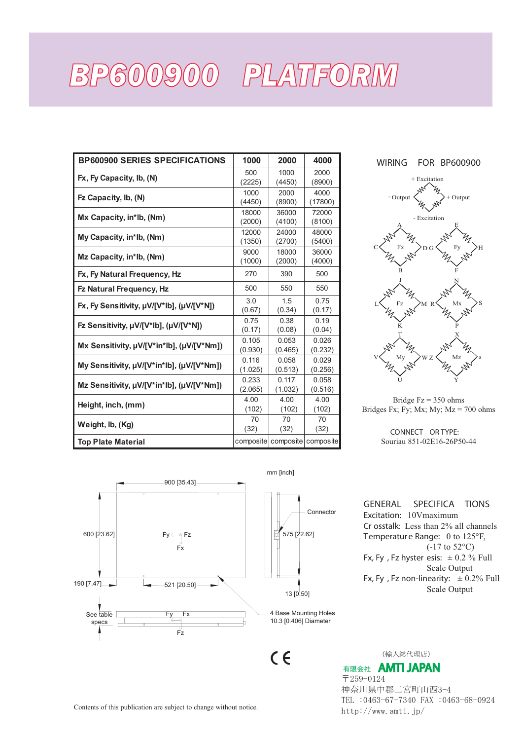# BP600900 PLATFORM

| BP600900 SERIES SPECIFICATIONS | 1000 | 2000 | 4000 |
|---|---|---|---|
| Fx, Fy Capacity, lb, (N) | 500 (2225) | 1000 (4450) | 2000 (8900) |
| Fz Capacity, lb, (N) | 1000 (4450) | 2000 (8900) | 4000 (17800) |
| Mx Capacity, in*lb, (Nm) | 18000 (2000) | 36000 (4100) | 72000 (8100) |
| My Capacity, in*lb, (Nm) | 12000 (1350) | 24000 (2700) | 48000 (5400) |
| Mz Capacity, in*lb, (Nm) | 9000 (1000) | 18000 (2000) | 36000 (4000) |
| Fx, Fy Natural Frequency, Hz | 270 | 390 | 500 |
| Fz Natural Frequency, Hz | 500 | 550 | 550 |
| Fx, Fy Sensitivity, µV/[V*lb], (µV/[V*N]) | 3.0 (0.67) | 1.5 (0.34) | 0.75 (0.17) |
| Fz Sensitivity, µV/[V*lb], (µV/[V*N]) | 0.75 (0.17) | 0.38 (0.08) | 0.19 (0.04) |
| Mx Sensitivity, µV/[V*in*lb], (µV/[V*Nm]) | 0.105 (0.930) | 0.053 (0.465) | 0.026 (0.232) |
| My Sensitivity, µV/[V*in*lb], (µV/[V*Nm]) | 0.116 (1.025) | 0.058 (0.513) | 0.029 (0.256) |
| Mz Sensitivity, µV/[V*in*lb], (µV/[V*Nm]) | 0.233 (2.065) | 0.117 (1.032) | 0.058 (0.516) |
| Height, inch, (mm) | 4.00 (102) | 4.00 (102) | 4.00 (102) |
| Weight, lb, (Kg) | 70 (32) | 70 (32) | 70 (32) |
| Top Plate Material | composite | composite | composite |

## WIRING FOR BP600900

+ Excitation
- Output
+ Output
- Excitation

A, B, C, D — Fx; E, F, G, H — Fy; J, K, L, M — Fz; N, P, R, S — Mx; T, U, V, W — My; X, Y, Z, a — Mz

Bridge Fz = 350 ohms
Bridges Fx; Fy; Mx; My; Mz = 700 ohms

CONNECTOR TYPE:
Souriau 851-02E16-26P50-44

mm [inch]

900 [35.43]
600 [23.62]
190 [7.47]
521 [20.50]
Fy Fz Fx
575 [22.62]
Connector
13 [0.50]
See table specs
Fy Fx
Fz
4 Base Mounting Holes
10.3 [0.406] Diameter

## GENERAL SPECIFICATIONS

Excitation: 10V maximum
Crosstalk: Less than 2% all channels
Temperature Range: 0 to 125°F, (-17 to 52°C)
Fx, Fy, Fz hysteresis: ± 0.2 % Full Scale Output
Fx, Fy, Fz non-linearity: ± 0.2% Full Scale Output

CE

(輸入総代理店)
有限会社 AMTI JAPAN
〒259-0124
神奈川県中郡二宮町山西3-4
TEL :0463-67-7340 FAX :0463-68-0924
http://www.amti.jp/

Contents of this publication are subject to change without notice.